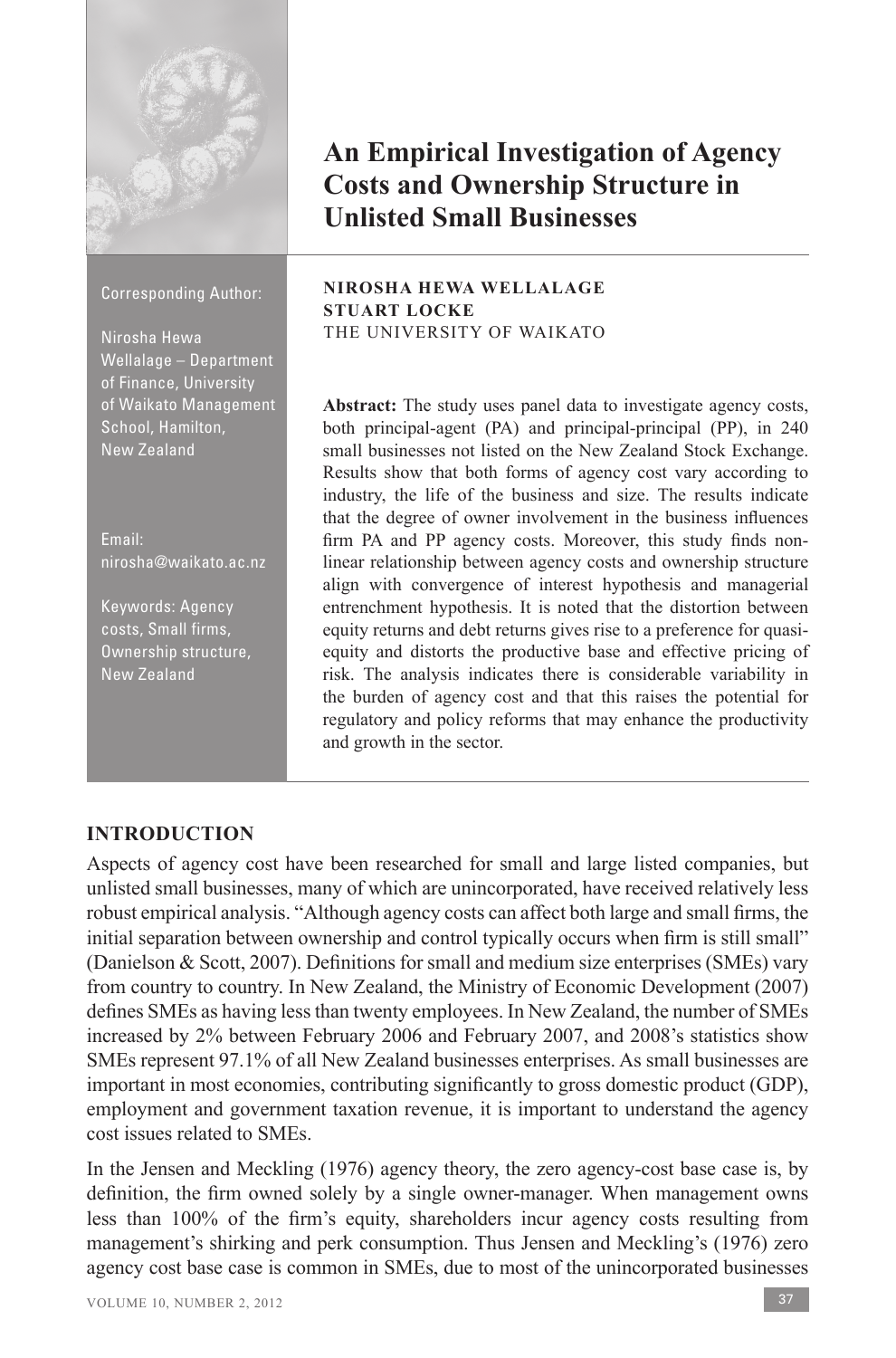# An Empirical Investigation of Agency Costs and Ownership Structure in Unlisted Small Businesses

Corresponding Author:

Nirosha Hewa Wellalage – Department of Finance, University of Waikato Management School, Hamilton, New Zealand

Email: nirosha@waikato.ac.nz

Keywords: Agency costs, Small firms, Ownership structure, New Zealand

**NIROSHA HEWA WELLALAGE**
**STUART LOCKE**
THE UNIVERSITY OF WAIKATO

**Abstract:** The study uses panel data to investigate agency costs, both principal-agent (PA) and principal-principal (PP), in 240 small businesses not listed on the New Zealand Stock Exchange. Results show that both forms of agency cost vary according to industry, the life of the business and size. The results indicate that the degree of owner involvement in the business influences firm PA and PP agency costs. Moreover, this study finds non-linear relationship between agency costs and ownership structure align with convergence of interest hypothesis and managerial entrenchment hypothesis. It is noted that the distortion between equity returns and debt returns gives rise to a preference for quasi-equity and distorts the productive base and effective pricing of risk. The analysis indicates there is considerable variability in the burden of agency cost and that this raises the potential for regulatory and policy reforms that may enhance the productivity and growth in the sector.

## INTRODUCTION

Aspects of agency cost have been researched for small and large listed companies, but unlisted small businesses, many of which are unincorporated, have received relatively less robust empirical analysis. "Although agency costs can affect both large and small firms, the initial separation between ownership and control typically occurs when firm is still small" (Danielson & Scott, 2007). Definitions for small and medium size enterprises (SMEs) vary from country to country. In New Zealand, the Ministry of Economic Development (2007) defines SMEs as having less than twenty employees. In New Zealand, the number of SMEs increased by 2% between February 2006 and February 2007, and 2008's statistics show SMEs represent 97.1% of all New Zealand businesses enterprises. As small businesses are important in most economies, contributing significantly to gross domestic product (GDP), employment and government taxation revenue, it is important to understand the agency cost issues related to SMEs.

In the Jensen and Meckling (1976) agency theory, the zero agency-cost base case is, by definition, the firm owned solely by a single owner-manager. When management owns less than 100% of the firm's equity, shareholders incur agency costs resulting from management's shirking and perk consumption. Thus Jensen and Meckling's (1976) zero agency cost base case is common in SMEs, due to most of the unincorporated businesses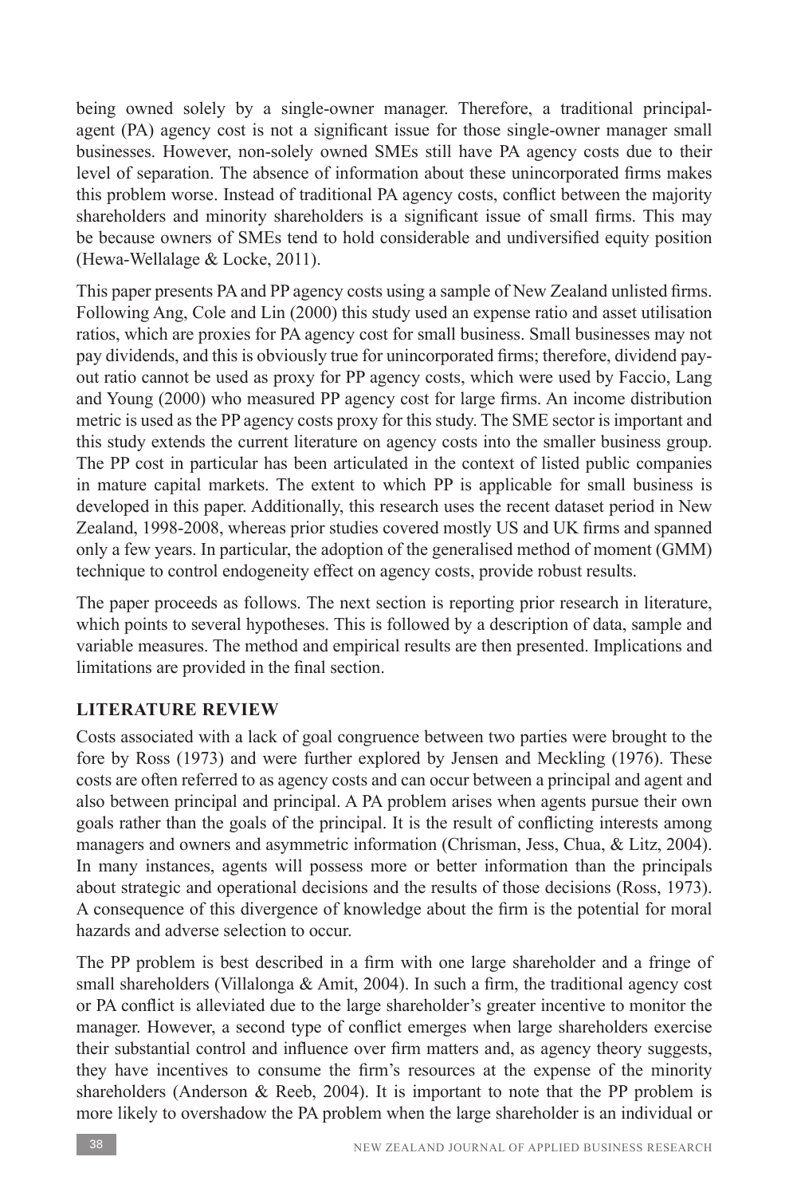being owned solely by a single-owner manager. Therefore, a traditional principal-agent (PA) agency cost is not a significant issue for those single-owner manager small businesses. However, non-solely owned SMEs still have PA agency costs due to their level of separation. The absence of information about these unincorporated firms makes this problem worse. Instead of traditional PA agency costs, conflict between the majority shareholders and minority shareholders is a significant issue of small firms. This may be because owners of SMEs tend to hold considerable and undiversified equity position (Hewa-Wellalage & Locke, 2011).

This paper presents PA and PP agency costs using a sample of New Zealand unlisted firms. Following Ang, Cole and Lin (2000) this study used an expense ratio and asset utilisation ratios, which are proxies for PA agency cost for small business. Small businesses may not pay dividends, and this is obviously true for unincorporated firms; therefore, dividend pay-out ratio cannot be used as proxy for PP agency costs, which were used by Faccio, Lang and Young (2000) who measured PP agency cost for large firms. An income distribution metric is used as the PP agency costs proxy for this study. The SME sector is important and this study extends the current literature on agency costs into the smaller business group. The PP cost in particular has been articulated in the context of listed public companies in mature capital markets. The extent to which PP is applicable for small business is developed in this paper. Additionally, this research uses the recent dataset period in New Zealand, 1998-2008, whereas prior studies covered mostly US and UK firms and spanned only a few years. In particular, the adoption of the generalised method of moment (GMM) technique to control endogeneity effect on agency costs, provide robust results.

The paper proceeds as follows. The next section is reporting prior research in literature, which points to several hypotheses. This is followed by a description of data, sample and variable measures. The method and empirical results are then presented. Implications and limitations are provided in the final section.

## LITERATURE REVIEW

Costs associated with a lack of goal congruence between two parties were brought to the fore by Ross (1973) and were further explored by Jensen and Meckling (1976). These costs are often referred to as agency costs and can occur between a principal and agent and also between principal and principal. A PA problem arises when agents pursue their own goals rather than the goals of the principal. It is the result of conflicting interests among managers and owners and asymmetric information (Chrisman, Jess, Chua, & Litz, 2004). In many instances, agents will possess more or better information than the principals about strategic and operational decisions and the results of those decisions (Ross, 1973). A consequence of this divergence of knowledge about the firm is the potential for moral hazards and adverse selection to occur.

The PP problem is best described in a firm with one large shareholder and a fringe of small shareholders (Villalonga & Amit, 2004). In such a firm, the traditional agency cost or PA conflict is alleviated due to the large shareholder's greater incentive to monitor the manager. However, a second type of conflict emerges when large shareholders exercise their substantial control and influence over firm matters and, as agency theory suggests, they have incentives to consume the firm's resources at the expense of the minority shareholders (Anderson & Reeb, 2004). It is important to note that the PP problem is more likely to overshadow the PA problem when the large shareholder is an individual or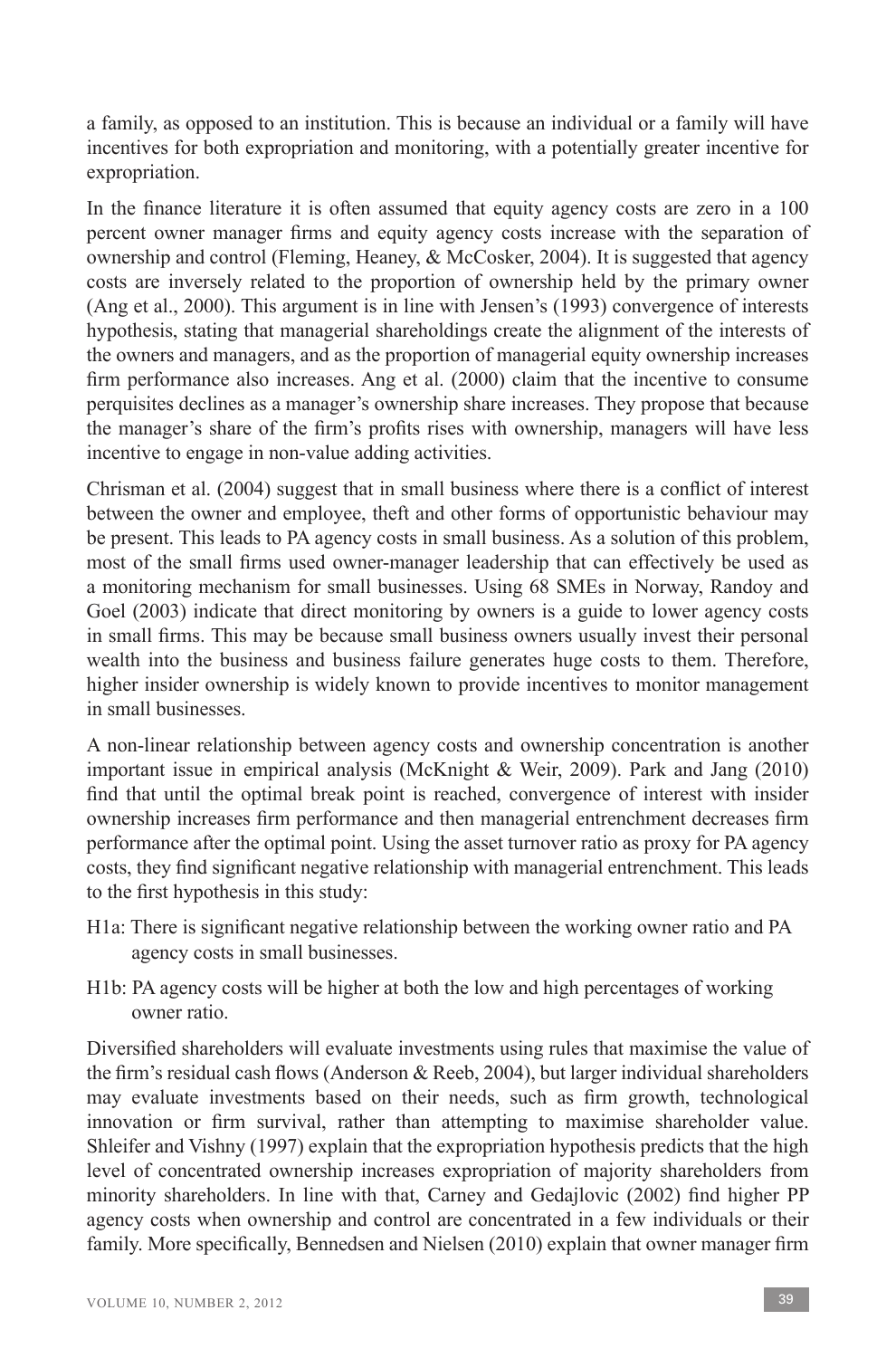a family, as opposed to an institution. This is because an individual or a family will have incentives for both expropriation and monitoring, with a potentially greater incentive for expropriation.

In the finance literature it is often assumed that equity agency costs are zero in a 100 percent owner manager firms and equity agency costs increase with the separation of ownership and control (Fleming, Heaney, & McCosker, 2004). It is suggested that agency costs are inversely related to the proportion of ownership held by the primary owner (Ang et al., 2000). This argument is in line with Jensen's (1993) convergence of interests hypothesis, stating that managerial shareholdings create the alignment of the interests of the owners and managers, and as the proportion of managerial equity ownership increases firm performance also increases. Ang et al. (2000) claim that the incentive to consume perquisites declines as a manager's ownership share increases. They propose that because the manager's share of the firm's profits rises with ownership, managers will have less incentive to engage in non-value adding activities.

Chrisman et al. (2004) suggest that in small business where there is a conflict of interest between the owner and employee, theft and other forms of opportunistic behaviour may be present. This leads to PA agency costs in small business. As a solution of this problem, most of the small firms used owner-manager leadership that can effectively be used as a monitoring mechanism for small businesses. Using 68 SMEs in Norway, Randoy and Goel (2003) indicate that direct monitoring by owners is a guide to lower agency costs in small firms. This may be because small business owners usually invest their personal wealth into the business and business failure generates huge costs to them. Therefore, higher insider ownership is widely known to provide incentives to monitor management in small businesses.

A non-linear relationship between agency costs and ownership concentration is another important issue in empirical analysis (McKnight & Weir, 2009). Park and Jang (2010) find that until the optimal break point is reached, convergence of interest with insider ownership increases firm performance and then managerial entrenchment decreases firm performance after the optimal point. Using the asset turnover ratio as proxy for PA agency costs, they find significant negative relationship with managerial entrenchment. This leads to the first hypothesis in this study:

H1a: There is significant negative relationship between the working owner ratio and PA agency costs in small businesses.

H1b: PA agency costs will be higher at both the low and high percentages of working owner ratio.

Diversified shareholders will evaluate investments using rules that maximise the value of the firm's residual cash flows (Anderson & Reeb, 2004), but larger individual shareholders may evaluate investments based on their needs, such as firm growth, technological innovation or firm survival, rather than attempting to maximise shareholder value. Shleifer and Vishny (1997) explain that the expropriation hypothesis predicts that the high level of concentrated ownership increases expropriation of majority shareholders from minority shareholders. In line with that, Carney and Gedajlovic (2002) find higher PP agency costs when ownership and control are concentrated in a few individuals or their family. More specifically, Bennedsen and Nielsen (2010) explain that owner manager firm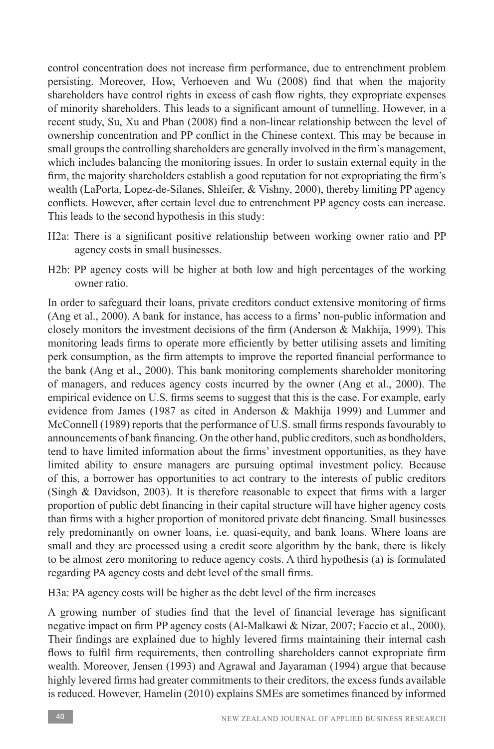control concentration does not increase firm performance, due to entrenchment problem persisting. Moreover, How, Verhoeven and Wu (2008) find that when the majority shareholders have control rights in excess of cash flow rights, they expropriate expenses of minority shareholders. This leads to a significant amount of tunnelling. However, in a recent study, Su, Xu and Phan (2008) find a non-linear relationship between the level of ownership concentration and PP conflict in the Chinese context. This may be because in small groups the controlling shareholders are generally involved in the firm's management, which includes balancing the monitoring issues. In order to sustain external equity in the firm, the majority shareholders establish a good reputation for not expropriating the firm's wealth (LaPorta, Lopez-de-Silanes, Shleifer, & Vishny, 2000), thereby limiting PP agency conflicts. However, after certain level due to entrenchment PP agency costs can increase. This leads to the second hypothesis in this study:

H2a: There is a significant positive relationship between working owner ratio and PP agency costs in small businesses.

H2b: PP agency costs will be higher at both low and high percentages of the working owner ratio.

In order to safeguard their loans, private creditors conduct extensive monitoring of firms (Ang et al., 2000). A bank for instance, has access to a firms' non-public information and closely monitors the investment decisions of the firm (Anderson & Makhija, 1999). This monitoring leads firms to operate more efficiently by better utilising assets and limiting perk consumption, as the firm attempts to improve the reported financial performance to the bank (Ang et al., 2000). This bank monitoring complements shareholder monitoring of managers, and reduces agency costs incurred by the owner (Ang et al., 2000). The empirical evidence on U.S. firms seems to suggest that this is the case. For example, early evidence from James (1987 as cited in Anderson & Makhija 1999) and Lummer and McConnell (1989) reports that the performance of U.S. small firms responds favourably to announcements of bank financing. On the other hand, public creditors, such as bondholders, tend to have limited information about the firms' investment opportunities, as they have limited ability to ensure managers are pursuing optimal investment policy. Because of this, a borrower has opportunities to act contrary to the interests of public creditors (Singh & Davidson, 2003). It is therefore reasonable to expect that firms with a larger proportion of public debt financing in their capital structure will have higher agency costs than firms with a higher proportion of monitored private debt financing. Small businesses rely predominantly on owner loans, i.e. quasi-equity, and bank loans. Where loans are small and they are processed using a credit score algorithm by the bank, there is likely to be almost zero monitoring to reduce agency costs. A third hypothesis (a) is formulated regarding PA agency costs and debt level of the small firms.

H3a: PA agency costs will be higher as the debt level of the firm increases

A growing number of studies find that the level of financial leverage has significant negative impact on firm PP agency costs (Al-Malkawi & Nizar, 2007; Faccio et al., 2000). Their findings are explained due to highly levered firms maintaining their internal cash flows to fulfil firm requirements, then controlling shareholders cannot expropriate firm wealth. Moreover, Jensen (1993) and Agrawal and Jayaraman (1994) argue that because highly levered firms had greater commitments to their creditors, the excess funds available is reduced. However, Hamelin (2010) explains SMEs are sometimes financed by informed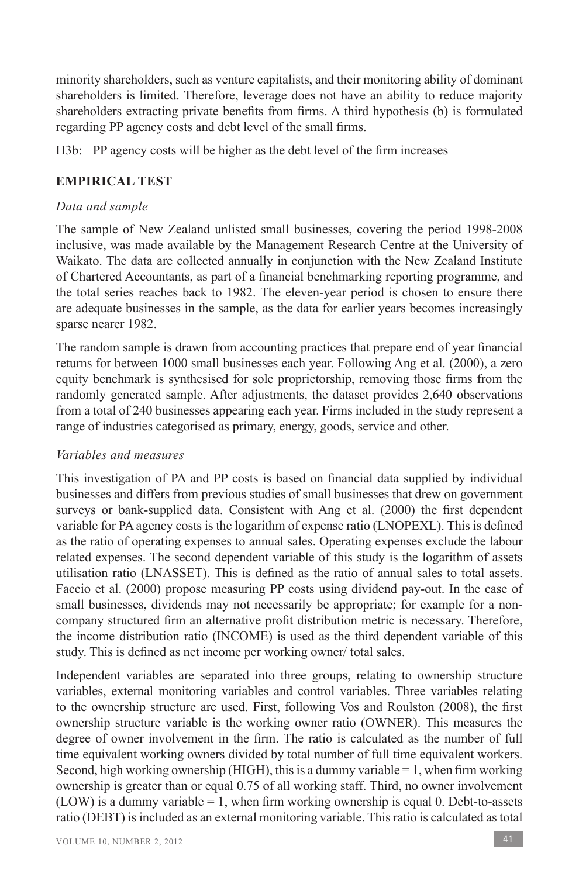minority shareholders, such as venture capitalists, and their monitoring ability of dominant shareholders is limited. Therefore, leverage does not have an ability to reduce majority shareholders extracting private benefits from firms. A third hypothesis (b) is formulated regarding PP agency costs and debt level of the small firms.

H3b: PP agency costs will be higher as the debt level of the firm increases

## EMPIRICAL TEST

### *Data and sample*

The sample of New Zealand unlisted small businesses, covering the period 1998-2008 inclusive, was made available by the Management Research Centre at the University of Waikato. The data are collected annually in conjunction with the New Zealand Institute of Chartered Accountants, as part of a financial benchmarking reporting programme, and the total series reaches back to 1982. The eleven-year period is chosen to ensure there are adequate businesses in the sample, as the data for earlier years becomes increasingly sparse nearer 1982.

The random sample is drawn from accounting practices that prepare end of year financial returns for between 1000 small businesses each year. Following Ang et al. (2000), a zero equity benchmark is synthesised for sole proprietorship, removing those firms from the randomly generated sample. After adjustments, the dataset provides 2,640 observations from a total of 240 businesses appearing each year. Firms included in the study represent a range of industries categorised as primary, energy, goods, service and other.

### *Variables and measures*

This investigation of PA and PP costs is based on financial data supplied by individual businesses and differs from previous studies of small businesses that drew on government surveys or bank-supplied data. Consistent with Ang et al. (2000) the first dependent variable for PA agency costs is the logarithm of expense ratio (LNOPEXL). This is defined as the ratio of operating expenses to annual sales. Operating expenses exclude the labour related expenses. The second dependent variable of this study is the logarithm of assets utilisation ratio (LNASSET). This is defined as the ratio of annual sales to total assets. Faccio et al. (2000) propose measuring PP costs using dividend pay-out. In the case of small businesses, dividends may not necessarily be appropriate; for example for a non-company structured firm an alternative profit distribution metric is necessary. Therefore, the income distribution ratio (INCOME) is used as the third dependent variable of this study. This is defined as net income per working owner/ total sales.

Independent variables are separated into three groups, relating to ownership structure variables, external monitoring variables and control variables. Three variables relating to the ownership structure are used. First, following Vos and Roulston (2008), the first ownership structure variable is the working owner ratio (OWNER). This measures the degree of owner involvement in the firm. The ratio is calculated as the number of full time equivalent working owners divided by total number of full time equivalent workers. Second, high working ownership (HIGH), this is a dummy variable = 1, when firm working ownership is greater than or equal 0.75 of all working staff. Third, no owner involvement (LOW) is a dummy variable = 1, when firm working ownership is equal 0. Debt-to-assets ratio (DEBT) is included as an external monitoring variable. This ratio is calculated as total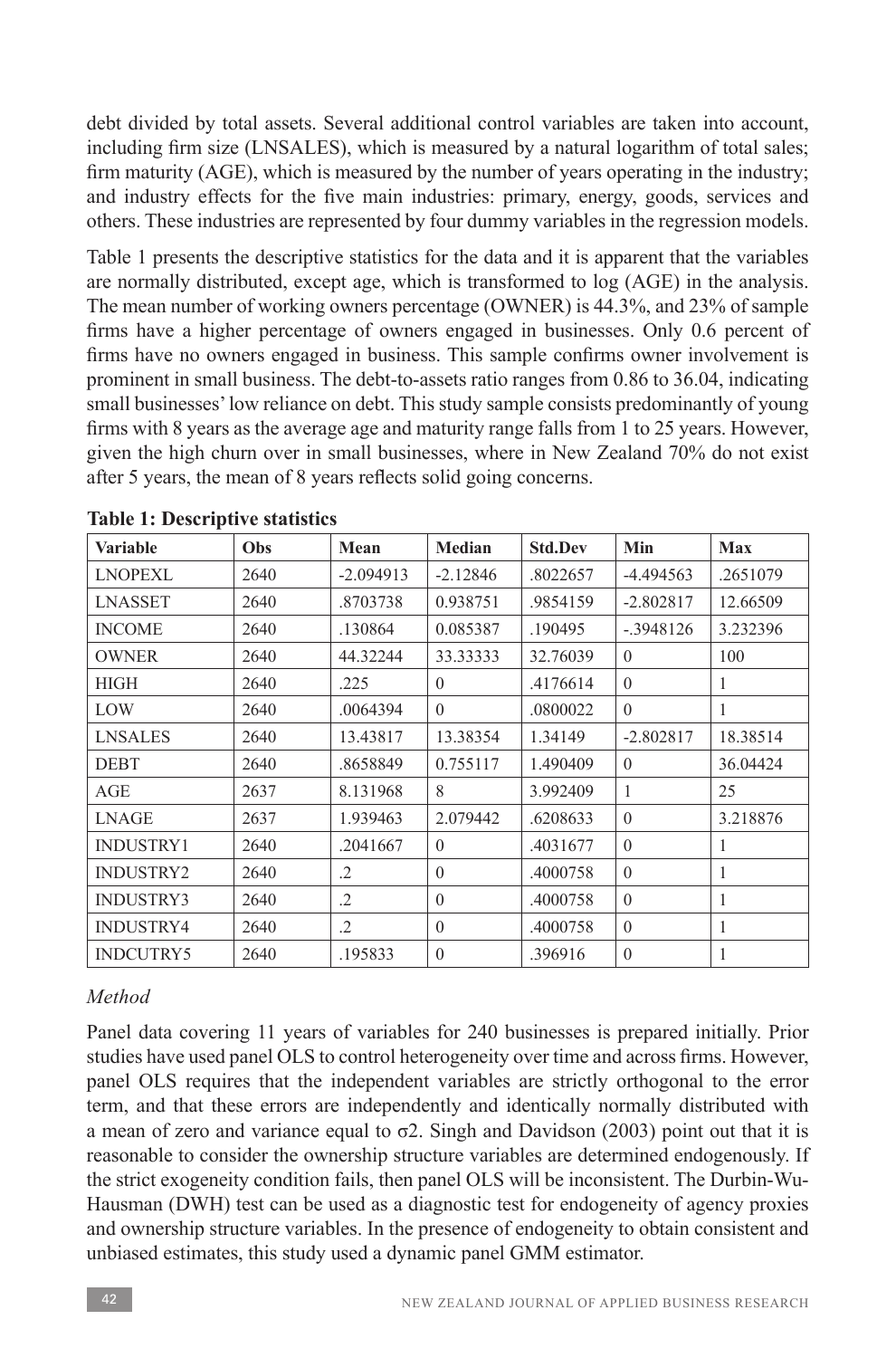debt divided by total assets. Several additional control variables are taken into account, including firm size (LNSALES), which is measured by a natural logarithm of total sales; firm maturity (AGE), which is measured by the number of years operating in the industry; and industry effects for the five main industries: primary, energy, goods, services and others. These industries are represented by four dummy variables in the regression models.

Table 1 presents the descriptive statistics for the data and it is apparent that the variables are normally distributed, except age, which is transformed to log (AGE) in the analysis. The mean number of working owners percentage (OWNER) is 44.3%, and 23% of sample firms have a higher percentage of owners engaged in businesses. Only 0.6 percent of firms have no owners engaged in business. This sample confirms owner involvement is prominent in small business. The debt-to-assets ratio ranges from 0.86 to 36.04, indicating small businesses' low reliance on debt. This study sample consists predominantly of young firms with 8 years as the average age and maturity range falls from 1 to 25 years. However, given the high churn over in small businesses, where in New Zealand 70% do not exist after 5 years, the mean of 8 years reflects solid going concerns.

**Table 1: Descriptive statistics**

| Variable | Obs | Mean | Median | Std.Dev | Min | Max |
|---|---|---|---|---|---|---|
| LNOPEXL | 2640 | -2.094913 | -2.12846 | .8022657 | -4.494563 | .2651079 |
| LNASSET | 2640 | .8703738 | 0.938751 | .9854159 | -2.802817 | 12.66509 |
| INCOME | 2640 | .130864 | 0.085387 | .190495 | -.3948126 | 3.232396 |
| OWNER | 2640 | 44.32244 | 33.33333 | 32.76039 | 0 | 100 |
| HIGH | 2640 | .225 | 0 | .4176614 | 0 | 1 |
| LOW | 2640 | .0064394 | 0 | .0800022 | 0 | 1 |
| LNSALES | 2640 | 13.43817 | 13.38354 | 1.34149 | -2.802817 | 18.38514 |
| DEBT | 2640 | .8658849 | 0.755117 | 1.490409 | 0 | 36.04424 |
| AGE | 2637 | 8.131968 | 8 | 3.992409 | 1 | 25 |
| LNAGE | 2637 | 1.939463 | 2.079442 | .6208633 | 0 | 3.218876 |
| INDUSTRY1 | 2640 | .2041667 | 0 | .4031677 | 0 | 1 |
| INDUSTRY2 | 2640 | .2 | 0 | .4000758 | 0 | 1 |
| INDUSTRY3 | 2640 | .2 | 0 | .4000758 | 0 | 1 |
| INDUSTRY4 | 2640 | .2 | 0 | .4000758 | 0 | 1 |
| INDCUTRY5 | 2640 | .195833 | 0 | .396916 | 0 | 1 |

*Method*

Panel data covering 11 years of variables for 240 businesses is prepared initially. Prior studies have used panel OLS to control heterogeneity over time and across firms. However, panel OLS requires that the independent variables are strictly orthogonal to the error term, and that these errors are independently and identically normally distributed with a mean of zero and variance equal to $\sigma 2$. Singh and Davidson (2003) point out that it is reasonable to consider the ownership structure variables are determined endogenously. If the strict exogeneity condition fails, then panel OLS will be inconsistent. The Durbin-Wu-Hausman (DWH) test can be used as a diagnostic test for endogeneity of agency proxies and ownership structure variables. In the presence of endogeneity to obtain consistent and unbiased estimates, this study used a dynamic panel GMM estimator.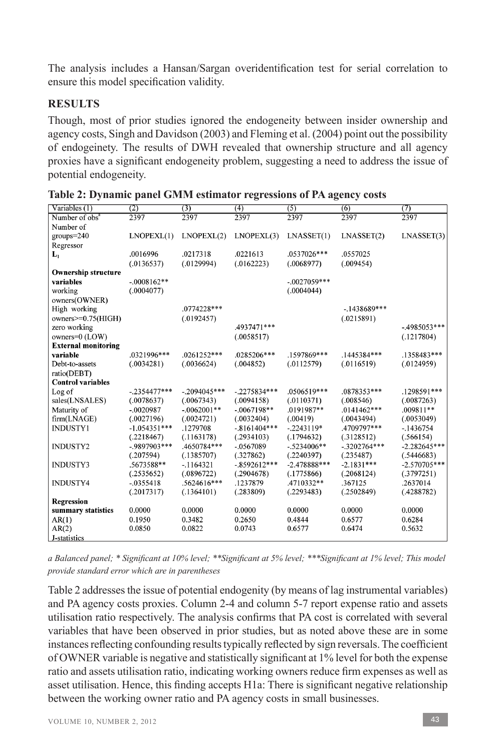The analysis includes a Hansan/Sargan overidentification test for serial correlation to ensure this model specification validity.

## RESULTS

Though, most of prior studies ignored the endogeneity between insider ownership and agency costs, Singh and Davidson (2003) and Fleming et al. (2004) point out the possibility of endogeinety. The results of DWH revealed that ownership structure and all agency proxies have a significant endogeneity problem, suggesting a need to address the issue of potential endogeneity.

**Table 2: Dynamic panel GMM estimator regressions of PA agency costs**

| Variables (1) | (2) | (3) | (4) | (5) | (6) | (7) |
|---|---|---|---|---|---|---|
| Number of obs[a] | 2397 | 2397 | 2397 | 2397 | 2397 | 2397 |
| Number of groups=240 | LNOPEXL(1) | LNOPEXL(2) | LNOPEXL(3) | LNASSET(1) | LNASSET(2) | LNASSET(3) |
| Regressor | | | | | | |
| $L_1$ | .0016996 | .0217318 | .0221613 | .0537026*** | .0557025 | |
| | (.0136537) | (.0129994) | (.0162223) | (.0068977) | (.009454) | |
| **Ownership structure variables** | | | | | | |
| working owners(OWNER) | -.0008162** | | | -.0027059*** | | |
| | (.0004077) | | | (.0004044) | | |
| High working owners>=0.75(HIGH) | | .0774228*** | | | -.1438689*** | |
| | | (.0192457) | | | (.0215891) | |
| zero working owners=0 (LOW) | | | .4937471*** | | | -.4985053*** |
| | | | (.0058517) | | | (.1217804) |
| **External monitoring variable** | | | | | | |
| Debt-to-assets ratio(DEBT) | .0321996*** | .0261252*** | .0285206*** | .1597869*** | .1445384*** | .1358483*** |
| | (.0034281) | (.0036624) | (.004852) | (.0112579) | (.0116519) | (.0124959) |
| **Control variables** | | | | | | |
| Log of sales(LNSALES) | -.2354477*** | -.2094045*** | -.2275834*** | .0506519*** | .0878353*** | .1298591*** |
| | (.0078637) | (.0067343) | (.0094158) | (.0110371) | (.008546) | (.0087263) |
| Maturity of firm(LNAGE) | -.0020987 | -.0062001** | -.0067198** | .0191987** | .0141462*** | .009811** |
| | (.0027196) | (.0024721) | (.0032404) | (.00419) | (.0043494) | (.0053049) |
| INDUSTY1 | -1.054351*** | .1279708 | -.8161404*** | -.2243119* | .4709797*** | -.1436754 |
| | (.2218467) | (.1163178) | (.2934103) | (.1794632) | (.3128512) | (.566154) |
| INDUSTY2 | -.9897903*** | .4650784*** | -.0567089 | -.5234006** | -.3202764*** | -2.282645*** |
| | (.207594) | (.1385707) | (.327862) | (.2240397) | (.235487) | (.5446683) |
| INDUSTY3 | .5673588** | -.1164321 | -.8592612*** | -2.478888*** | -2.1831*** | -2.570705*** |
| | (.2535652) | (.0896722) | (.2904678) | (.1775866) | (.2068124) | (.3797251) |
| INDUSTY4 | -.0355418 | .5624616*** | .1237879 | .4710332** | .367125 | .2637014 |
| | (.2017317) | (.1364101) | (.283809) | (.2293483) | (.2502849) | (.4288782) |
| **Regression summary statistics** | 0.0000 | 0.0000 | 0.0000 | 0.0000 | 0.0000 | 0.0000 |
| AR(1) | 0.1950 | 0.3482 | 0.2650 | 0.4844 | 0.6577 | 0.6284 |
| AR(2) | 0.0850 | 0.0822 | 0.0743 | 0.6577 | 0.6474 | 0.5632 |
| J-statistics | | | | | | |

*a Balanced panel; \* Significant at 10% level; \*\*Significant at 5% level; \*\*\*Significant at 1% level; This model provide standard error which are in parentheses*

Table 2 addresses the issue of potential endogenity (by means of lag instrumental variables) and PA agency costs proxies. Column 2-4 and column 5-7 report expense ratio and assets utilisation ratio respectively. The analysis confirms that PA cost is correlated with several variables that have been observed in prior studies, but as noted above these are in some instances reflecting confounding results typically reflected by sign reversals. The coefficient of OWNER variable is negative and statistically significant at 1% level for both the expense ratio and assets utilisation ratio, indicating working owners reduce firm expenses as well as asset utilisation. Hence, this finding accepts H1a: There is significant negative relationship between the working owner ratio and PA agency costs in small businesses.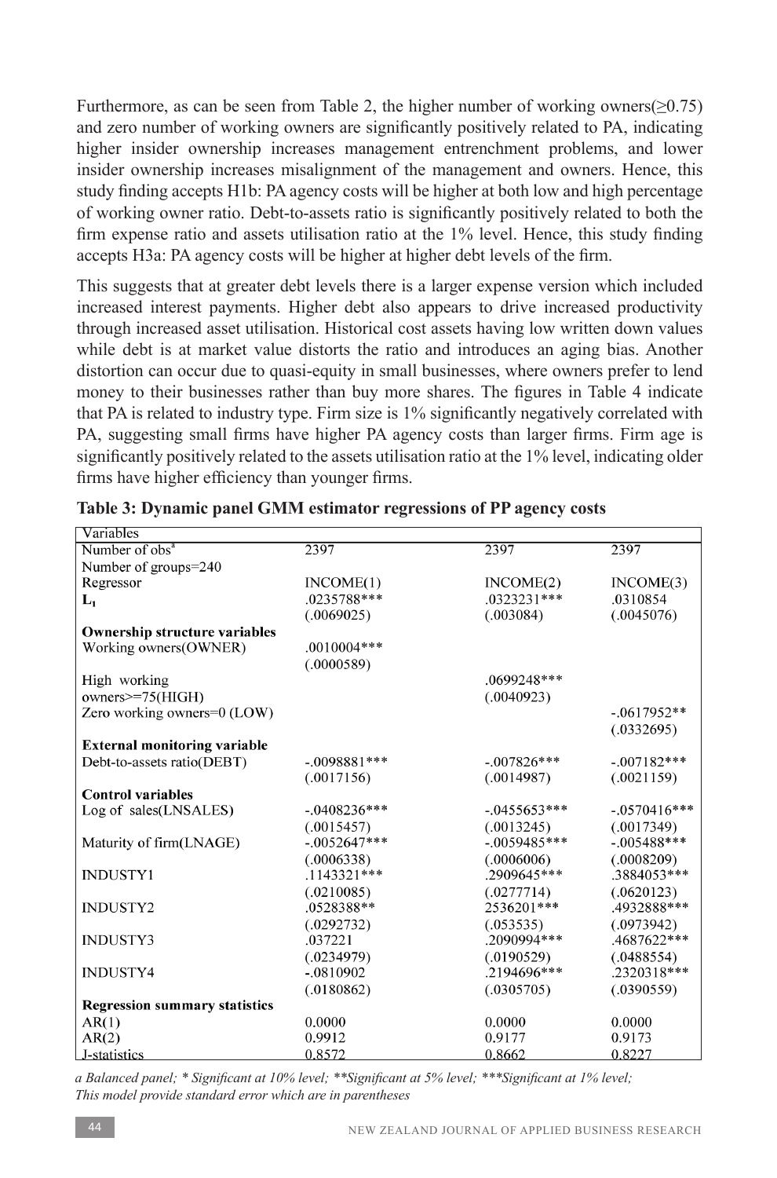Furthermore, as can be seen from Table 2, the higher number of working owners(≥0.75) and zero number of working owners are significantly positively related to PA, indicating higher insider ownership increases management entrenchment problems, and lower insider ownership increases misalignment of the management and owners. Hence, this study finding accepts H1b: PA agency costs will be higher at both low and high percentage of working owner ratio. Debt-to-assets ratio is significantly positively related to both the firm expense ratio and assets utilisation ratio at the 1% level. Hence, this study finding accepts H3a: PA agency costs will be higher at higher debt levels of the firm.

This suggests that at greater debt levels there is a larger expense version which included increased interest payments. Higher debt also appears to drive increased productivity through increased asset utilisation. Historical cost assets having low written down values while debt is at market value distorts the ratio and introduces an aging bias. Another distortion can occur due to quasi-equity in small businesses, where owners prefer to lend money to their businesses rather than buy more shares. The figures in Table 4 indicate that PA is related to industry type. Firm size is 1% significantly negatively correlated with PA, suggesting small firms have higher PA agency costs than larger firms. Firm age is significantly positively related to the assets utilisation ratio at the 1% level, indicating older firms have higher efficiency than younger firms.

**Table 3: Dynamic panel GMM estimator regressions of PP agency costs**

| Variables | | | |
|---|---|---|---|
| Number of obs[a] | 2397 | 2397 | 2397 |
| Number of groups=240 | | | |
| Regressor | INCOME(1) | INCOME(2) | INCOME(3) |
| $L_1$ | .0235788*** | .0323231*** | .0310854 |
| | (.0069025) | (.003084) | (.0045076) |
| **Ownership structure variables** | | | |
| Working owners(OWNER) | .0010004*** | | |
| | (.0000589) | | |
| High working owners>=75(HIGH) | | .0699248*** | |
| | | (.0040923) | |
| Zero working owners=0 (LOW) | | | -.0617952** |
| | | | (.0332695) |
| **External monitoring variable** | | | |
| Debt-to-assets ratio(DEBT) | -.0098881*** | -.007826*** | -.007182*** |
| | (.0017156) | (.0014987) | (.0021159) |
| **Control variables** | | | |
| Log of sales(LNSALES) | -.0408236*** | -.0455653*** | -.0570416*** |
| | (.0015457) | (.0013245) | (.0017349) |
| Maturity of firm(LNAGE) | -.0052647*** | -.0059485*** | -.005488*** |
| | (.0006338) | (.0006006) | (.0008209) |
| INDUSTY1 | .1143321*** | .2909645*** | .3884053*** |
| | (.0210085) | (.0277714) | (.0620123) |
| INDUSTY2 | .0528388** | 2536201*** | .4932888*** |
| | (.0292732) | (.053535) | (.0973942) |
| INDUSTY3 | .037221 | .2090994*** | .4687622*** |
| | (.0234979) | (.0190529) | (.0488554) |
| INDUSTY4 | -.0810902 | .2194696*** | .2320318*** |
| | (.0180862) | (.0305705) | (.0390559) |
| **Regression summary statistics** | | | |
| AR(1) | 0.0000 | 0.0000 | 0.0000 |
| AR(2) | 0.9912 | 0.9177 | 0.9173 |
| J-statistics | 0.8572 | 0.8662 | 0.8227 |

*a Balanced panel; * Significant at 10% level; **Significant at 5% level; ***Significant at 1% level; This model provide standard error which are in parentheses*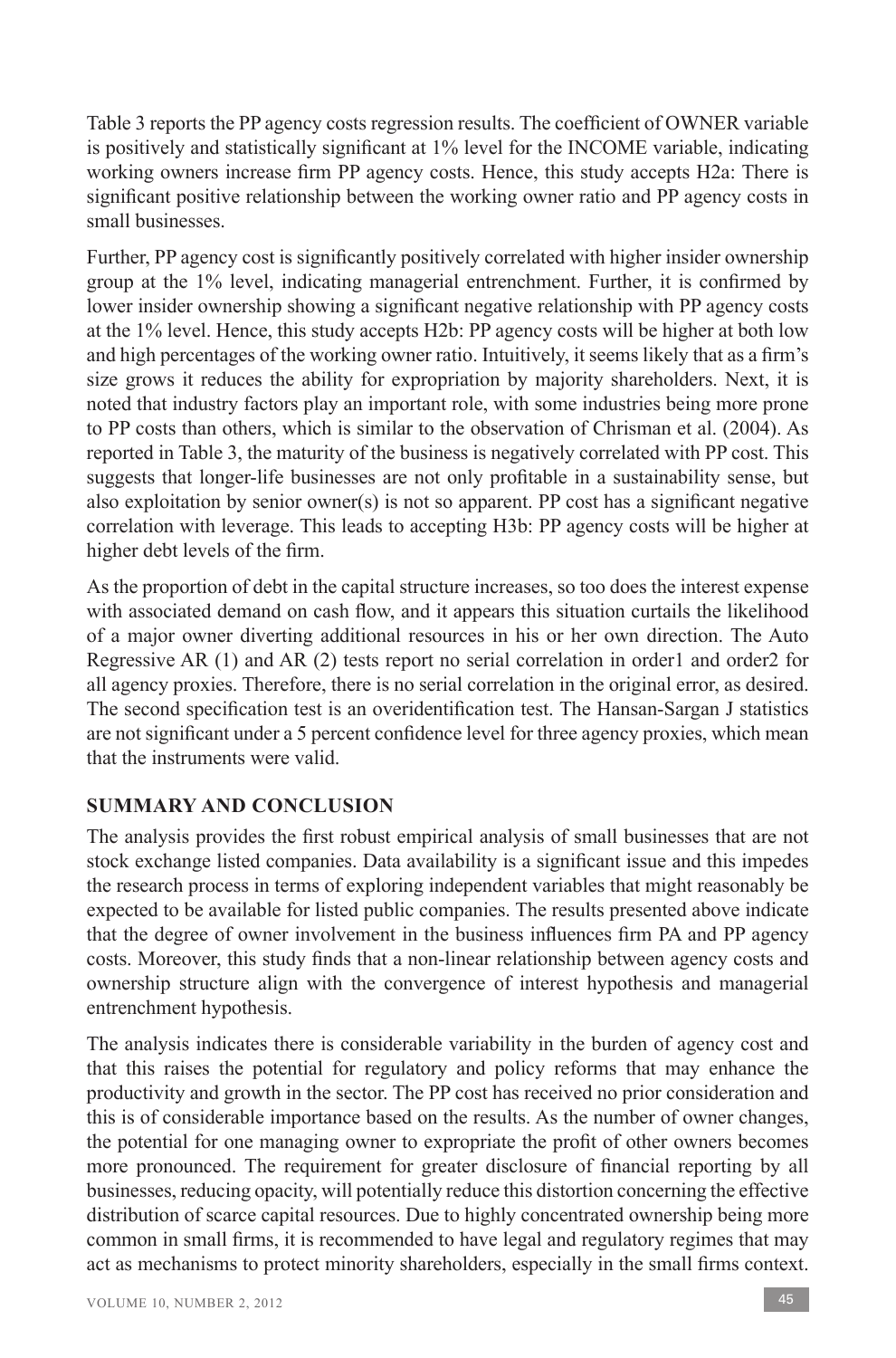Table 3 reports the PP agency costs regression results. The coefficient of OWNER variable is positively and statistically significant at 1% level for the INCOME variable, indicating working owners increase firm PP agency costs. Hence, this study accepts H2a: There is significant positive relationship between the working owner ratio and PP agency costs in small businesses.

Further, PP agency cost is significantly positively correlated with higher insider ownership group at the 1% level, indicating managerial entrenchment. Further, it is confirmed by lower insider ownership showing a significant negative relationship with PP agency costs at the 1% level. Hence, this study accepts H2b: PP agency costs will be higher at both low and high percentages of the working owner ratio. Intuitively, it seems likely that as a firm's size grows it reduces the ability for expropriation by majority shareholders. Next, it is noted that industry factors play an important role, with some industries being more prone to PP costs than others, which is similar to the observation of Chrisman et al. (2004). As reported in Table 3, the maturity of the business is negatively correlated with PP cost. This suggests that longer-life businesses are not only profitable in a sustainability sense, but also exploitation by senior owner(s) is not so apparent. PP cost has a significant negative correlation with leverage. This leads to accepting H3b: PP agency costs will be higher at higher debt levels of the firm.

As the proportion of debt in the capital structure increases, so too does the interest expense with associated demand on cash flow, and it appears this situation curtails the likelihood of a major owner diverting additional resources in his or her own direction. The Auto Regressive AR (1) and AR (2) tests report no serial correlation in order1 and order2 for all agency proxies. Therefore, there is no serial correlation in the original error, as desired. The second specification test is an overidentification test. The Hansan-Sargan J statistics are not significant under a 5 percent confidence level for three agency proxies, which mean that the instruments were valid.

## SUMMARY AND CONCLUSION

The analysis provides the first robust empirical analysis of small businesses that are not stock exchange listed companies. Data availability is a significant issue and this impedes the research process in terms of exploring independent variables that might reasonably be expected to be available for listed public companies. The results presented above indicate that the degree of owner involvement in the business influences firm PA and PP agency costs. Moreover, this study finds that a non-linear relationship between agency costs and ownership structure align with the convergence of interest hypothesis and managerial entrenchment hypothesis.

The analysis indicates there is considerable variability in the burden of agency cost and that this raises the potential for regulatory and policy reforms that may enhance the productivity and growth in the sector. The PP cost has received no prior consideration and this is of considerable importance based on the results. As the number of owner changes, the potential for one managing owner to expropriate the profit of other owners becomes more pronounced. The requirement for greater disclosure of financial reporting by all businesses, reducing opacity, will potentially reduce this distortion concerning the effective distribution of scarce capital resources. Due to highly concentrated ownership being more common in small firms, it is recommended to have legal and regulatory regimes that may act as mechanisms to protect minority shareholders, especially in the small firms context.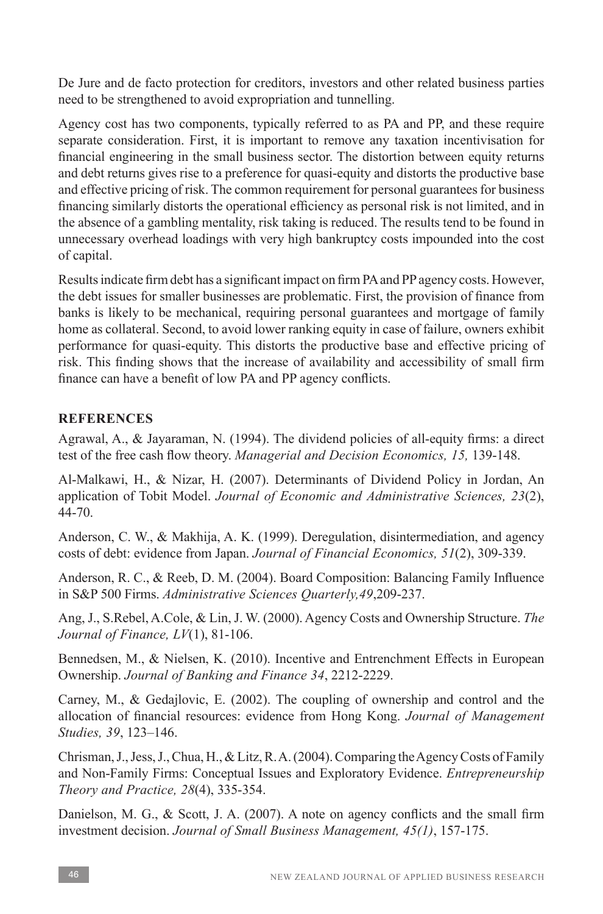De Jure and de facto protection for creditors, investors and other related business parties need to be strengthened to avoid expropriation and tunnelling.

Agency cost has two components, typically referred to as PA and PP, and these require separate consideration. First, it is important to remove any taxation incentivisation for financial engineering in the small business sector. The distortion between equity returns and debt returns gives rise to a preference for quasi-equity and distorts the productive base and effective pricing of risk. The common requirement for personal guarantees for business financing similarly distorts the operational efficiency as personal risk is not limited, and in the absence of a gambling mentality, risk taking is reduced. The results tend to be found in unnecessary overhead loadings with very high bankruptcy costs impounded into the cost of capital.

Results indicate firm debt has a significant impact on firm PA and PP agency costs. However, the debt issues for smaller businesses are problematic. First, the provision of finance from banks is likely to be mechanical, requiring personal guarantees and mortgage of family home as collateral. Second, to avoid lower ranking equity in case of failure, owners exhibit performance for quasi-equity. This distorts the productive base and effective pricing of risk. This finding shows that the increase of availability and accessibility of small firm finance can have a benefit of low PA and PP agency conflicts.

## REFERENCES

Agrawal, A., & Jayaraman, N. (1994). The dividend policies of all-equity firms: a direct test of the free cash flow theory. *Managerial and Decision Economics, 15,* 139-148.

Al-Malkawi, H., & Nizar, H. (2007). Determinants of Dividend Policy in Jordan, An application of Tobit Model. *Journal of Economic and Administrative Sciences, 23*(2), 44-70.

Anderson, C. W., & Makhija, A. K. (1999). Deregulation, disintermediation, and agency costs of debt: evidence from Japan. *Journal of Financial Economics, 51*(2), 309-339.

Anderson, R. C., & Reeb, D. M. (2004). Board Composition: Balancing Family Influence in S&P 500 Firms. *Administrative Sciences Quarterly,49*,209-237.

Ang, J., S.Rebel, A.Cole, & Lin, J. W. (2000). Agency Costs and Ownership Structure. *The Journal of Finance, LV*(1), 81-106.

Bennedsen, M., & Nielsen, K. (2010). Incentive and Entrenchment Effects in European Ownership. *Journal of Banking and Finance 34*, 2212-2229.

Carney, M., & Gedajlovic, E. (2002). The coupling of ownership and control and the allocation of financial resources: evidence from Hong Kong. *Journal of Management Studies, 39*, 123–146.

Chrisman, J., Jess, J., Chua, H., & Litz, R. A. (2004). Comparing the Agency Costs of Family and Non-Family Firms: Conceptual Issues and Exploratory Evidence. *Entrepreneurship Theory and Practice, 28*(4), 335-354.

Danielson, M. G., & Scott, J. A. (2007). A note on agency conflicts and the small firm investment decision. *Journal of Small Business Management, 45(1)*, 157-175.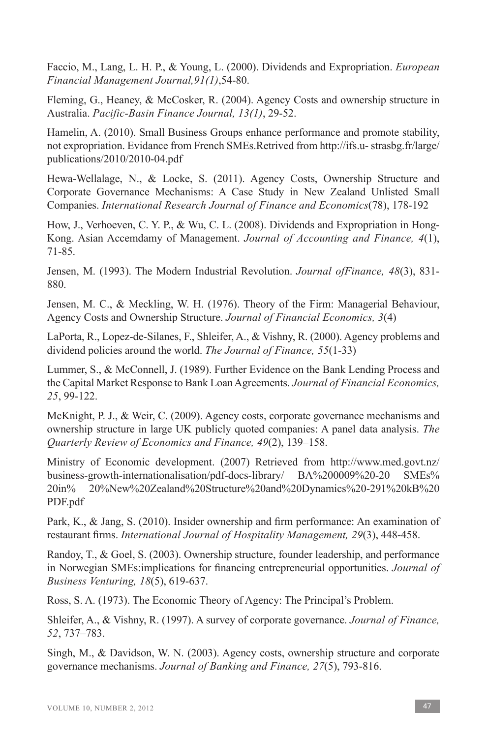Faccio, M., Lang, L. H. P., & Young, L. (2000). Dividends and Expropriation. *European Financial Management Journal,91(1)*,54-80.

Fleming, G., Heaney, & McCosker, R. (2004). Agency Costs and ownership structure in Australia. *Pacific-Basin Finance Journal, 13(1)*, 29-52.

Hamelin, A. (2010). Small Business Groups enhance performance and promote stability, not expropriation. Evidance from French SMEs.Retrived from http://ifs.u- strasbg.fr/large/publications/2010/2010-04.pdf

Hewa-Wellalage, N., & Locke, S. (2011). Agency Costs, Ownership Structure and Corporate Governance Mechanisms: A Case Study in New Zealand Unlisted Small Companies. *International Research Journal of Finance and Economics*(78), 178-192

How, J., Verhoeven, C. Y. P., & Wu, C. L. (2008). Dividends and Expropriation in Hong-Kong. Asian Accemdamy of Management. *Journal of Accounting and Finance, 4*(1), 71-85.

Jensen, M. (1993). The Modern Industrial Revolution. *Journal ofFinance, 48*(3), 831-880.

Jensen, M. C., & Meckling, W. H. (1976). Theory of the Firm: Managerial Behaviour, Agency Costs and Ownership Structure. *Journal of Financial Economics, 3*(4)

LaPorta, R., Lopez-de-Silanes, F., Shleifer, A., & Vishny, R. (2000). Agency problems and dividend policies around the world. *The Journal of Finance, 55*(1-33)

Lummer, S., & McConnell, J. (1989). Further Evidence on the Bank Lending Process and the Capital Market Response to Bank Loan Agreements. *Journal of Financial Economics, 25*, 99-122.

McKnight, P. J., & Weir, C. (2009). Agency costs, corporate governance mechanisms and ownership structure in large UK publicly quoted companies: A panel data analysis. *The Quarterly Review of Economics and Finance, 49*(2), 139–158.

Ministry of Economic development. (2007) Retrieved from http://www.med.govt.nz/business-growth-internationalisation/pdf-docs-library/ BA%200009%20-20 SMEs% 20in% 20%New%20Zealand%20Structure%20and%20Dynamics%20-291%20kB%20PDF.pdf

Park, K., & Jang, S. (2010). Insider ownership and firm performance: An examination of restaurant firms. *International Journal of Hospitality Management, 29*(3), 448-458.

Randoy, T., & Goel, S. (2003). Ownership structure, founder leadership, and performance in Norwegian SMEs:implications for financing entrepreneurial opportunities. *Journal of Business Venturing, 18*(5), 619-637.

Ross, S. A. (1973). The Economic Theory of Agency: The Principal's Problem.

Shleifer, A., & Vishny, R. (1997). A survey of corporate governance. *Journal of Finance, 52*, 737–783.

Singh, M., & Davidson, W. N. (2003). Agency costs, ownership structure and corporate governance mechanisms. *Journal of Banking and Finance, 27*(5), 793-816.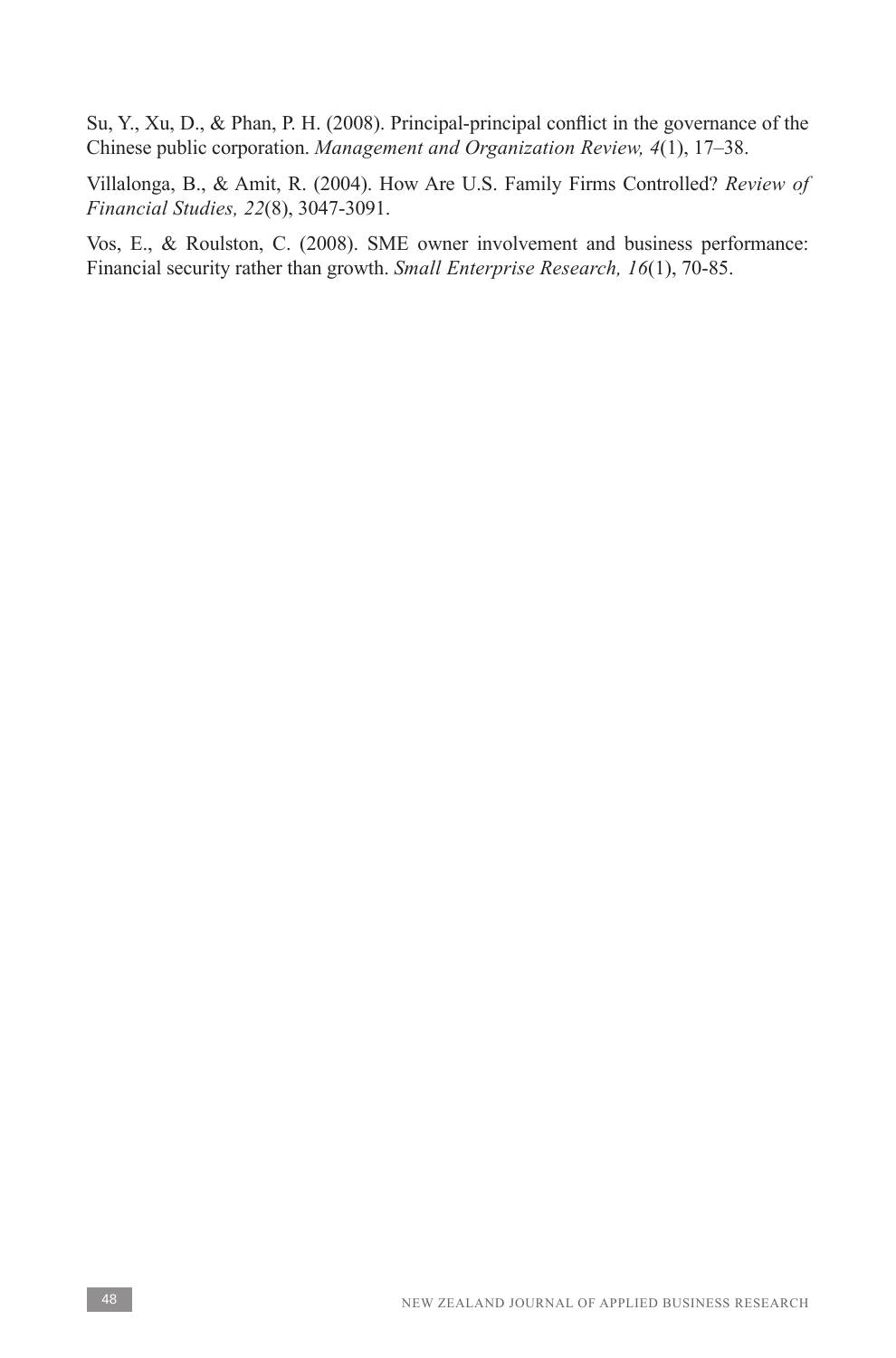Su, Y., Xu, D., & Phan, P. H. (2008). Principal-principal conflict in the governance of the Chinese public corporation. *Management and Organization Review, 4*(1), 17–38.

Villalonga, B., & Amit, R. (2004). How Are U.S. Family Firms Controlled? *Review of Financial Studies, 22*(8), 3047-3091.

Vos, E., & Roulston, C. (2008). SME owner involvement and business performance: Financial security rather than growth. *Small Enterprise Research, 16*(1), 70-85.